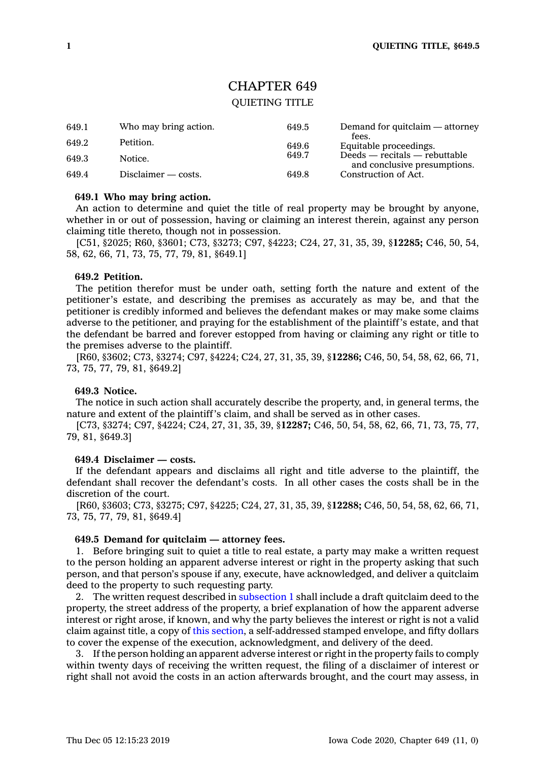# CHAPTER 649

## QUIETING TITLE

| | | | |
|---|---|---|---|
| 649.1 | Who may bring action. | 649.5 | Demand for quitclaim — attorney fees. |
| 649.2 | Petition. | 649.6 | Equitable proceedings. |
| 649.3 | Notice. | 649.7 | Deeds — recitals — rebuttable and conclusive presumptions. |
| 649.4 | Disclaimer — costs. | 649.8 | Construction of Act. |

**649.1 Who may bring action.**

An action to determine and quiet the title of real property may be brought by anyone, whether in or out of possession, having or claiming an interest therein, against any person claiming title thereto, though not in possession.

[C51, §2025; R60, §3601; C73, §3273; C97, §4223; C24, 27, 31, 35, 39, §**12285;** C46, 50, 54, 58, 62, 66, 71, 73, 75, 77, 79, 81, §649.1]

**649.2 Petition.**

The petition therefor must be under oath, setting forth the nature and extent of the petitioner's estate, and describing the premises as accurately as may be, and that the petitioner is credibly informed and believes the defendant makes or may make some claims adverse to the petitioner, and praying for the establishment of the plaintiff's estate, and that the defendant be barred and forever estopped from having or claiming any right or title to the premises adverse to the plaintiff.

[R60, §3602; C73, §3274; C97, §4224; C24, 27, 31, 35, 39, §**12286;** C46, 50, 54, 58, 62, 66, 71, 73, 75, 77, 79, 81, §649.2]

**649.3 Notice.**

The notice in such action shall accurately describe the property, and, in general terms, the nature and extent of the plaintiff's claim, and shall be served as in other cases.

[C73, §3274; C97, §4224; C24, 27, 31, 35, 39, §**12287;** C46, 50, 54, 58, 62, 66, 71, 73, 75, 77, 79, 81, §649.3]

**649.4 Disclaimer — costs.**

If the defendant appears and disclaims all right and title adverse to the plaintiff, the defendant shall recover the defendant's costs. In all other cases the costs shall be in the discretion of the court.

[R60, §3603; C73, §3275; C97, §4225; C24, 27, 31, 35, 39, §**12288;** C46, 50, 54, 58, 62, 66, 71, 73, 75, 77, 79, 81, §649.4]

**649.5 Demand for quitclaim — attorney fees.**

1. Before bringing suit to quiet a title to real estate, a party may make a written request to the person holding an apparent adverse interest or right in the property asking that such person, and that person's spouse if any, execute, have acknowledged, and deliver a quitclaim deed to the property to such requesting party.

2. The written request described in subsection 1 shall include a draft quitclaim deed to the property, the street address of the property, a brief explanation of how the apparent adverse interest or right arose, if known, and why the party believes the interest or right is not a valid claim against title, a copy of this section, a self-addressed stamped envelope, and fifty dollars to cover the expense of the execution, acknowledgment, and delivery of the deed.

3. If the person holding an apparent adverse interest or right in the property fails to comply within twenty days of receiving the written request, the filing of a disclaimer of interest or right shall not avoid the costs in an action afterwards brought, and the court may assess, in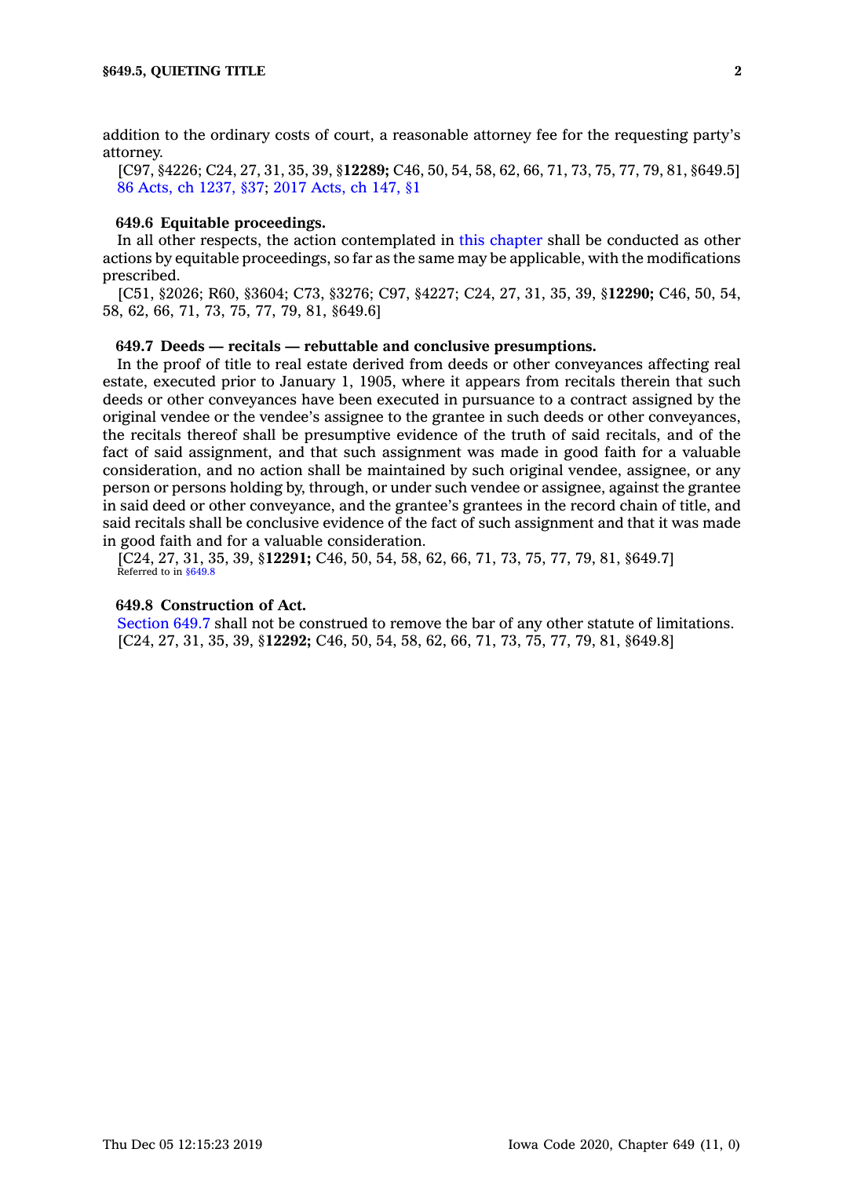addition to the ordinary costs of court, a reasonable attorney fee for the requesting party's attorney.

[C97, §4226; C24, 27, 31, 35, 39, §**12289;** C46, 50, 54, 58, 62, 66, 71, 73, 75, 77, 79, 81, §649.5]
86 Acts, ch 1237, §37; 2017 Acts, ch 147, §1

**649.6 Equitable proceedings.**

In all other respects, the action contemplated in this chapter shall be conducted as other actions by equitable proceedings, so far as the same may be applicable, with the modifications prescribed.

[C51, §2026; R60, §3604; C73, §3276; C97, §4227; C24, 27, 31, 35, 39, §**12290;** C46, 50, 54, 58, 62, 66, 71, 73, 75, 77, 79, 81, §649.6]

**649.7 Deeds — recitals — rebuttable and conclusive presumptions.**

In the proof of title to real estate derived from deeds or other conveyances affecting real estate, executed prior to January 1, 1905, where it appears from recitals therein that such deeds or other conveyances have been executed in pursuance to a contract assigned by the original vendee or the vendee's assignee to the grantee in such deeds or other conveyances, the recitals thereof shall be presumptive evidence of the truth of said recitals, and of the fact of said assignment, and that such assignment was made in good faith for a valuable consideration, and no action shall be maintained by such original vendee, assignee, or any person or persons holding by, through, or under such vendee or assignee, against the grantee in said deed or other conveyance, and the grantee's grantees in the record chain of title, and said recitals shall be conclusive evidence of the fact of such assignment and that it was made in good faith and for a valuable consideration.

[C24, 27, 31, 35, 39, §**12291;** C46, 50, 54, 58, 62, 66, 71, 73, 75, 77, 79, 81, §649.7]
Referred to in §649.8

**649.8 Construction of Act.**

Section 649.7 shall not be construed to remove the bar of any other statute of limitations.
[C24, 27, 31, 35, 39, §**12292;** C46, 50, 54, 58, 62, 66, 71, 73, 75, 77, 79, 81, §649.8]